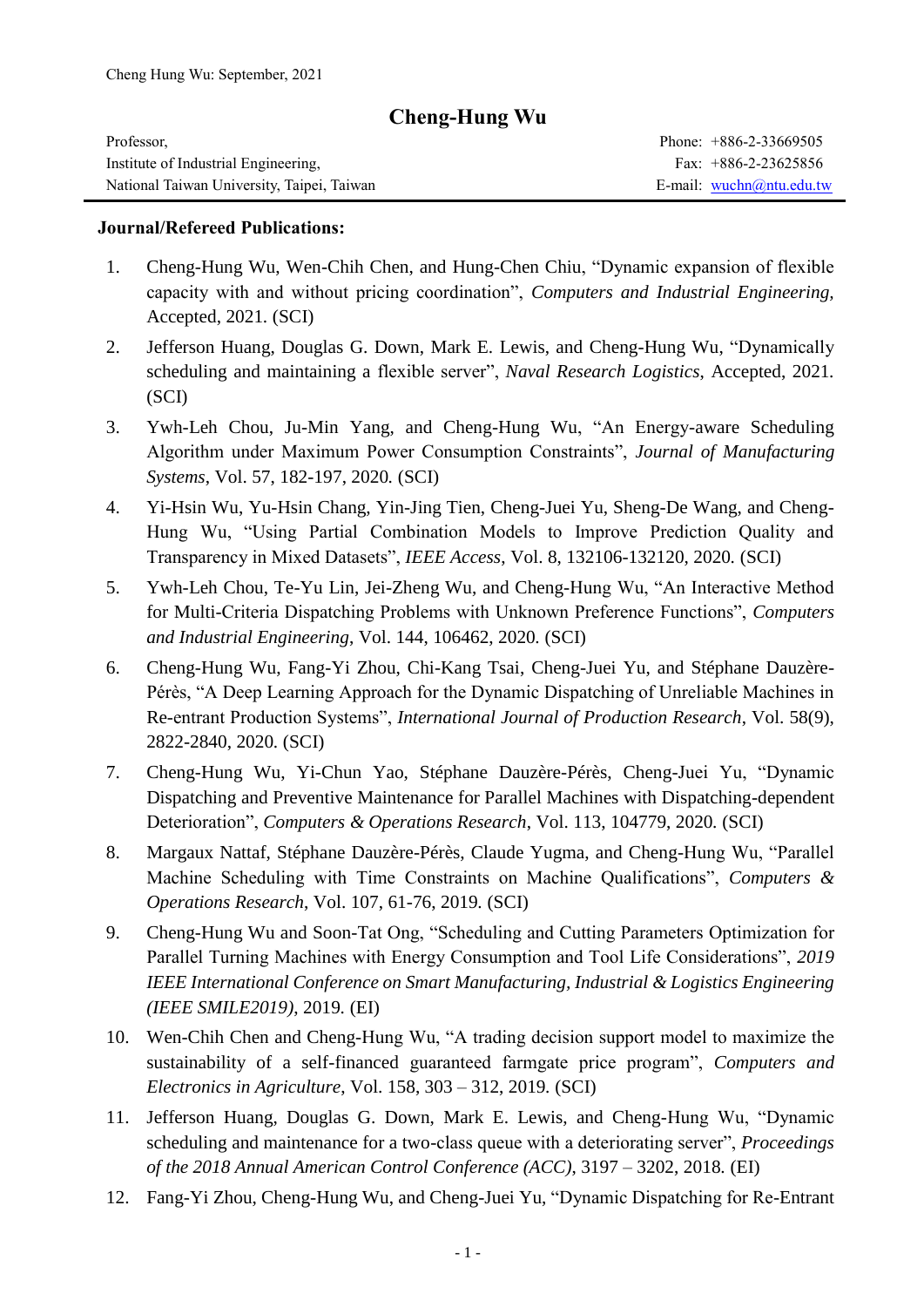# Cheng-Hung Wu

Professor,
Institute of Industrial Engineering,
National Taiwan University, Taipei, Taiwan

Phone: +886-2-33669505
Fax: +886-2-23625856
E-mail: wuchn@ntu.edu.tw

---

**Journal/Refereed Publications:**

1. Cheng-Hung Wu, Wen-Chih Chen, and Hung-Chen Chiu, "Dynamic expansion of flexible capacity with and without pricing coordination", *Computers and Industrial Engineering*, Accepted, 2021. (SCI)
2. Jefferson Huang, Douglas G. Down, Mark E. Lewis, and Cheng-Hung Wu, "Dynamically scheduling and maintaining a flexible server", *Naval Research Logistics*, Accepted, 2021. (SCI)
3. Ywh-Leh Chou, Ju-Min Yang, and Cheng-Hung Wu, "An Energy-aware Scheduling Algorithm under Maximum Power Consumption Constraints", *Journal of Manufacturing Systems*, Vol. 57, 182-197, 2020. (SCI)
4. Yi-Hsin Wu, Yu-Hsin Chang, Yin-Jing Tien, Cheng-Juei Yu, Sheng-De Wang, and Cheng-Hung Wu, "Using Partial Combination Models to Improve Prediction Quality and Transparency in Mixed Datasets", *IEEE Access*, Vol. 8, 132106-132120, 2020. (SCI)
5. Ywh-Leh Chou, Te-Yu Lin, Jei-Zheng Wu, and Cheng-Hung Wu, "An Interactive Method for Multi-Criteria Dispatching Problems with Unknown Preference Functions", *Computers and Industrial Engineering*, Vol. 144, 106462, 2020. (SCI)
6. Cheng-Hung Wu, Fang-Yi Zhou, Chi-Kang Tsai, Cheng-Juei Yu, and Stéphane Dauzère-Pérès, "A Deep Learning Approach for the Dynamic Dispatching of Unreliable Machines in Re-entrant Production Systems", *International Journal of Production Research*, Vol. 58(9), 2822-2840, 2020. (SCI)
7. Cheng-Hung Wu, Yi-Chun Yao, Stéphane Dauzère-Pérès, Cheng-Juei Yu, "Dynamic Dispatching and Preventive Maintenance for Parallel Machines with Dispatching-dependent Deterioration", *Computers & Operations Research*, Vol. 113, 104779, 2020. (SCI)
8. Margaux Nattaf, Stéphane Dauzère-Pérès, Claude Yugma, and Cheng-Hung Wu, "Parallel Machine Scheduling with Time Constraints on Machine Qualifications", *Computers & Operations Research*, Vol. 107, 61-76, 2019. (SCI)
9. Cheng-Hung Wu and Soon-Tat Ong, "Scheduling and Cutting Parameters Optimization for Parallel Turning Machines with Energy Consumption and Tool Life Considerations", *2019 IEEE International Conference on Smart Manufacturing, Industrial & Logistics Engineering (IEEE SMILE2019)*, 2019. (EI)
10. Wen-Chih Chen and Cheng-Hung Wu, "A trading decision support model to maximize the sustainability of a self-financed guaranteed farmgate price program", *Computers and Electronics in Agriculture*, Vol. 158, 303 – 312, 2019. (SCI)
11. Jefferson Huang, Douglas G. Down, Mark E. Lewis, and Cheng-Hung Wu, "Dynamic scheduling and maintenance for a two-class queue with a deteriorating server", *Proceedings of the 2018 Annual American Control Conference (ACC)*, 3197 – 3202, 2018. (EI)
12. Fang-Yi Zhou, Cheng-Hung Wu, and Cheng-Juei Yu, "Dynamic Dispatching for Re-Entrant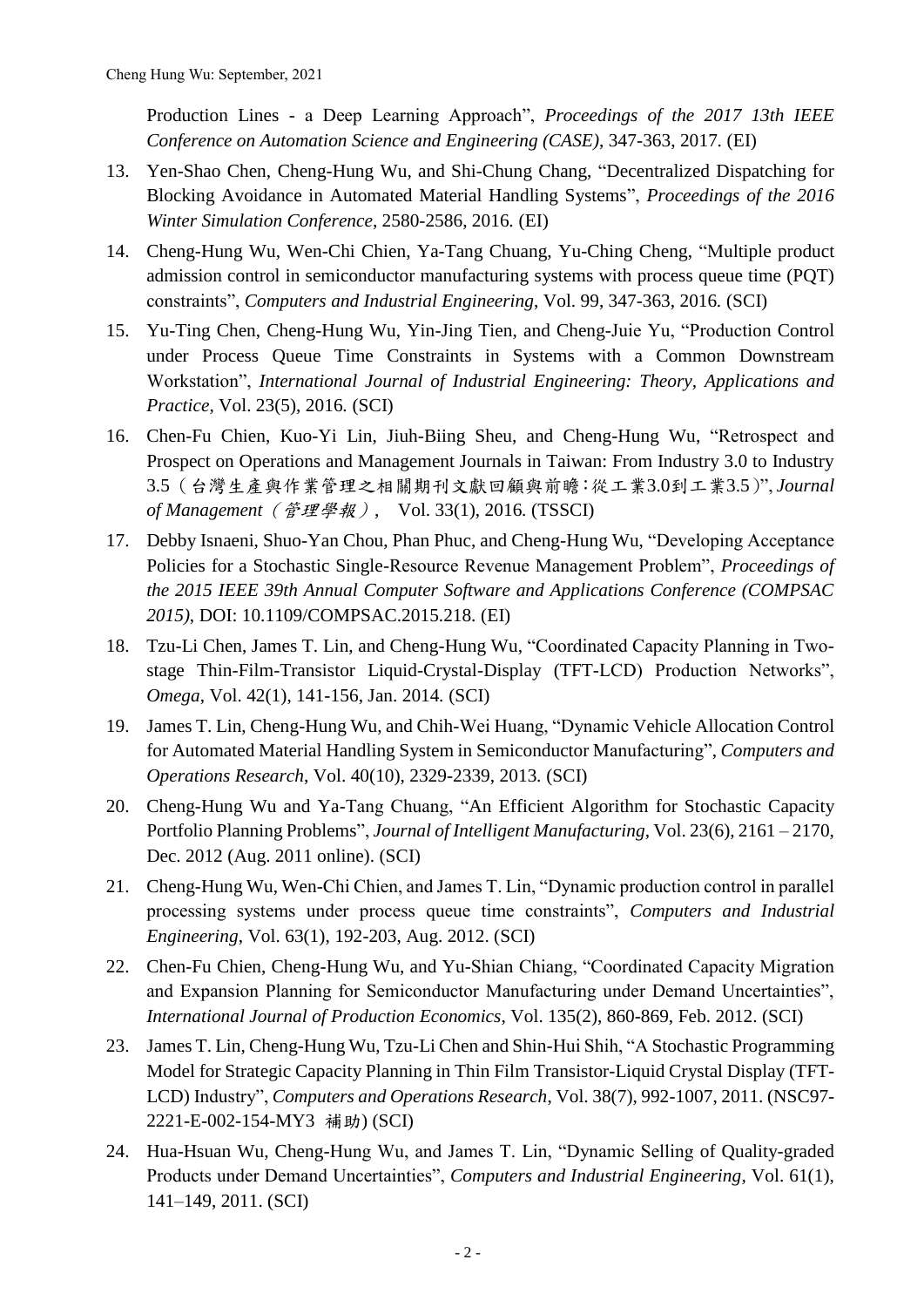Production Lines - a Deep Learning Approach", *Proceedings of the 2017 13th IEEE Conference on Automation Science and Engineering (CASE)*, 347-363, 2017. (EI)

13. Yen-Shao Chen, Cheng-Hung Wu, and Shi-Chung Chang, "Decentralized Dispatching for Blocking Avoidance in Automated Material Handling Systems", *Proceedings of the 2016 Winter Simulation Conference*, 2580-2586, 2016. (EI)
14. Cheng-Hung Wu, Wen-Chi Chien, Ya-Tang Chuang, Yu-Ching Cheng, "Multiple product admission control in semiconductor manufacturing systems with process queue time (PQT) constraints", *Computers and Industrial Engineering*, Vol. 99, 347-363, 2016. (SCI)
15. Yu-Ting Chen, Cheng-Hung Wu, Yin-Jing Tien, and Cheng-Juie Yu, "Production Control under Process Queue Time Constraints in Systems with a Common Downstream Workstation", *International Journal of Industrial Engineering: Theory, Applications and Practice*, Vol. 23(5), 2016. (SCI)
16. Chen-Fu Chien, Kuo-Yi Lin, Jiuh-Biing Sheu, and Cheng-Hung Wu, "Retrospect and Prospect on Operations and Management Journals in Taiwan: From Industry 3.0 to Industry 3.5（台灣生產與作業管理之相關期刊文獻回顧與前瞻：從工業3.0到工業3.5）", *Journal of Management（管理學報）*, Vol. 33(1), 2016. (TSSCI)
17. Debby Isnaeni, Shuo-Yan Chou, Phan Phuc, and Cheng-Hung Wu, "Developing Acceptance Policies for a Stochastic Single-Resource Revenue Management Problem", *Proceedings of the 2015 IEEE 39th Annual Computer Software and Applications Conference (COMPSAC 2015)*, DOI: 10.1109/COMPSAC.2015.218. (EI)
18. Tzu-Li Chen, James T. Lin, and Cheng-Hung Wu, "Coordinated Capacity Planning in Two-stage Thin-Film-Transistor Liquid-Crystal-Display (TFT-LCD) Production Networks", *Omega*, Vol. 42(1), 141-156, Jan. 2014. (SCI)
19. James T. Lin, Cheng-Hung Wu, and Chih-Wei Huang, "Dynamic Vehicle Allocation Control for Automated Material Handling System in Semiconductor Manufacturing", *Computers and Operations Research*, Vol. 40(10), 2329-2339, 2013. (SCI)
20. Cheng-Hung Wu and Ya-Tang Chuang, "An Efficient Algorithm for Stochastic Capacity Portfolio Planning Problems", *Journal of Intelligent Manufacturing*, Vol. 23(6), 2161 – 2170, Dec. 2012 (Aug. 2011 online). (SCI)
21. Cheng-Hung Wu, Wen-Chi Chien, and James T. Lin, "Dynamic production control in parallel processing systems under process queue time constraints", *Computers and Industrial Engineering*, Vol. 63(1), 192-203, Aug. 2012. (SCI)
22. Chen-Fu Chien, Cheng-Hung Wu, and Yu-Shian Chiang, "Coordinated Capacity Migration and Expansion Planning for Semiconductor Manufacturing under Demand Uncertainties", *International Journal of Production Economics*, Vol. 135(2), 860-869, Feb. 2012. (SCI)
23. James T. Lin, Cheng-Hung Wu, Tzu-Li Chen and Shin-Hui Shih, "A Stochastic Programming Model for Strategic Capacity Planning in Thin Film Transistor-Liquid Crystal Display (TFT-LCD) Industry", *Computers and Operations Research*, Vol. 38(7), 992-1007, 2011. (NSC97-2221-E-002-154-MY3 補助) (SCI)
24. Hua-Hsuan Wu, Cheng-Hung Wu, and James T. Lin, "Dynamic Selling of Quality-graded Products under Demand Uncertainties", *Computers and Industrial Engineering*, Vol. 61(1), 141–149, 2011. (SCI)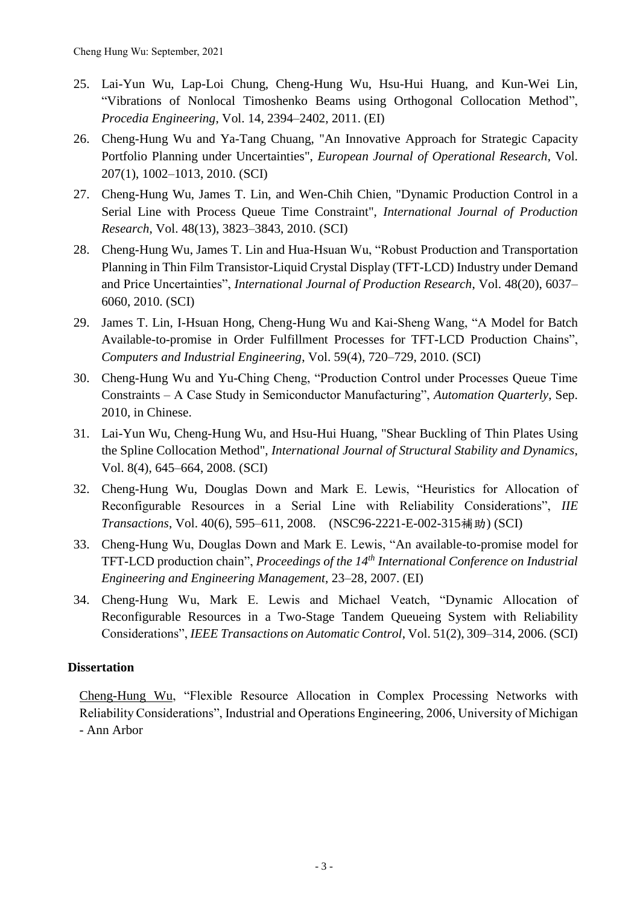25. Lai-Yun Wu, Lap-Loi Chung, Cheng-Hung Wu, Hsu-Hui Huang, and Kun-Wei Lin, "Vibrations of Nonlocal Timoshenko Beams using Orthogonal Collocation Method", *Procedia Engineering*, Vol. 14, 2394–2402, 2011. (EI)
26. Cheng-Hung Wu and Ya-Tang Chuang, "An Innovative Approach for Strategic Capacity Portfolio Planning under Uncertainties", *European Journal of Operational Research*, Vol. 207(1), 1002–1013, 2010. (SCI)
27. Cheng-Hung Wu, James T. Lin, and Wen-Chih Chien, "Dynamic Production Control in a Serial Line with Process Queue Time Constraint", *International Journal of Production Research*, Vol. 48(13), 3823–3843, 2010. (SCI)
28. Cheng-Hung Wu, James T. Lin and Hua-Hsuan Wu, "Robust Production and Transportation Planning in Thin Film Transistor-Liquid Crystal Display (TFT-LCD) Industry under Demand and Price Uncertainties", *International Journal of Production Research*, Vol. 48(20), 6037–6060, 2010. (SCI)
29. James T. Lin, I-Hsuan Hong, Cheng-Hung Wu and Kai-Sheng Wang, "A Model for Batch Available-to-promise in Order Fulfillment Processes for TFT-LCD Production Chains", *Computers and Industrial Engineering*, Vol. 59(4), 720–729, 2010. (SCI)
30. Cheng-Hung Wu and Yu-Ching Cheng, "Production Control under Processes Queue Time Constraints – A Case Study in Semiconductor Manufacturing", *Automation Quarterly*, Sep. 2010, in Chinese.
31. Lai-Yun Wu, Cheng-Hung Wu, and Hsu-Hui Huang, "Shear Buckling of Thin Plates Using the Spline Collocation Method", *International Journal of Structural Stability and Dynamics*, Vol. 8(4), 645–664, 2008. (SCI)
32. Cheng-Hung Wu, Douglas Down and Mark E. Lewis, "Heuristics for Allocation of Reconfigurable Resources in a Serial Line with Reliability Considerations", *IIE Transactions*, Vol. 40(6), 595–611, 2008. (NSC96-2221-E-002-315補助) (SCI)
33. Cheng-Hung Wu, Douglas Down and Mark E. Lewis, "An available-to-promise model for TFT-LCD production chain", *Proceedings of the 14th International Conference on Industrial Engineering and Engineering Management*, 23–28, 2007. (EI)
34. Cheng-Hung Wu, Mark E. Lewis and Michael Veatch, "Dynamic Allocation of Reconfigurable Resources in a Two-Stage Tandem Queueing System with Reliability Considerations", *IEEE Transactions on Automatic Control*, Vol. 51(2), 309–314, 2006. (SCI)

**Dissertation**

Cheng-Hung Wu, "Flexible Resource Allocation in Complex Processing Networks with Reliability Considerations", Industrial and Operations Engineering, 2006, University of Michigan - Ann Arbor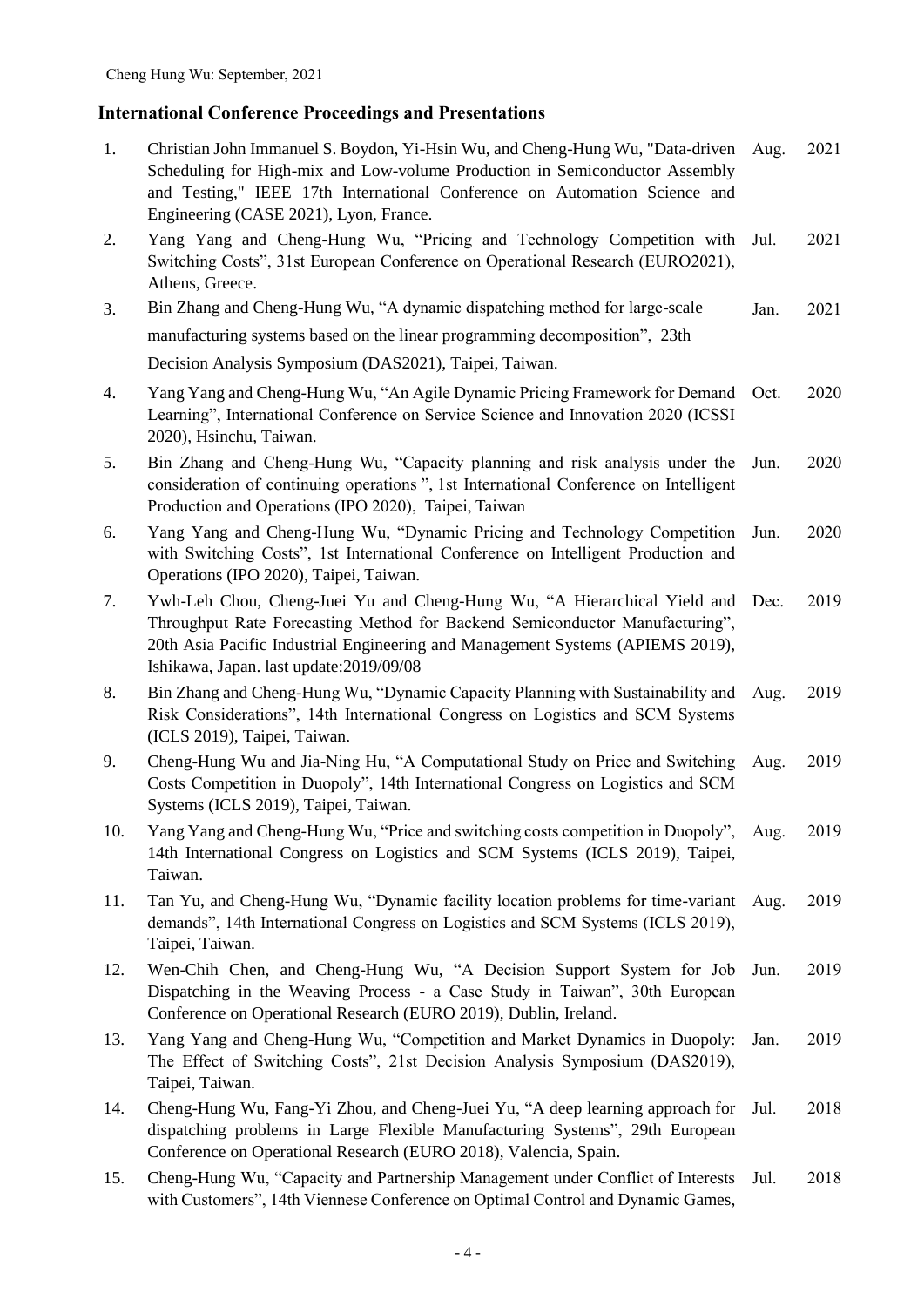## International Conference Proceedings and Presentations

1. Christian John Immanuel S. Boydon, Yi-Hsin Wu, and Cheng-Hung Wu, "Data-driven Scheduling for High-mix and Low-volume Production in Semiconductor Assembly and Testing," IEEE 17th International Conference on Automation Science and Engineering (CASE 2021), Lyon, France. Aug. 2021
2. Yang Yang and Cheng-Hung Wu, "Pricing and Technology Competition with Switching Costs", 31st European Conference on Operational Research (EURO2021), Athens, Greece. Jul. 2021
3. Bin Zhang and Cheng-Hung Wu, "A dynamic dispatching method for large-scale manufacturing systems based on the linear programming decomposition", 23th Decision Analysis Symposium (DAS2021), Taipei, Taiwan. Jan. 2021
4. Yang Yang and Cheng-Hung Wu, "An Agile Dynamic Pricing Framework for Demand Learning", International Conference on Service Science and Innovation 2020 (ICSSI 2020), Hsinchu, Taiwan. Oct. 2020
5. Bin Zhang and Cheng-Hung Wu, "Capacity planning and risk analysis under the consideration of continuing operations ", 1st International Conference on Intelligent Production and Operations (IPO 2020), Taipei, Taiwan Jun. 2020
6. Yang Yang and Cheng-Hung Wu, "Dynamic Pricing and Technology Competition with Switching Costs", 1st International Conference on Intelligent Production and Operations (IPO 2020), Taipei, Taiwan. Jun. 2020
7. Ywh-Leh Chou, Cheng-Juei Yu and Cheng-Hung Wu, "A Hierarchical Yield and Throughput Rate Forecasting Method for Backend Semiconductor Manufacturing", 20th Asia Pacific Industrial Engineering and Management Systems (APIEMS 2019), Ishikawa, Japan. last update:2019/09/08 Dec. 2019
8. Bin Zhang and Cheng-Hung Wu, "Dynamic Capacity Planning with Sustainability and Risk Considerations", 14th International Congress on Logistics and SCM Systems (ICLS 2019), Taipei, Taiwan. Aug. 2019
9. Cheng-Hung Wu and Jia-Ning Hu, "A Computational Study on Price and Switching Costs Competition in Duopoly", 14th International Congress on Logistics and SCM Systems (ICLS 2019), Taipei, Taiwan. Aug. 2019
10. Yang Yang and Cheng-Hung Wu, "Price and switching costs competition in Duopoly", 14th International Congress on Logistics and SCM Systems (ICLS 2019), Taipei, Taiwan. Aug. 2019
11. Tan Yu, and Cheng-Hung Wu, "Dynamic facility location problems for time-variant demands", 14th International Congress on Logistics and SCM Systems (ICLS 2019), Taipei, Taiwan. Aug. 2019
12. Wen-Chih Chen, and Cheng-Hung Wu, "A Decision Support System for Job Dispatching in the Weaving Process - a Case Study in Taiwan", 30th European Conference on Operational Research (EURO 2019), Dublin, Ireland. Jun. 2019
13. Yang Yang and Cheng-Hung Wu, "Competition and Market Dynamics in Duopoly: The Effect of Switching Costs", 21st Decision Analysis Symposium (DAS2019), Taipei, Taiwan. Jan. 2019
14. Cheng-Hung Wu, Fang-Yi Zhou, and Cheng-Juei Yu, "A deep learning approach for dispatching problems in Large Flexible Manufacturing Systems", 29th European Conference on Operational Research (EURO 2018), Valencia, Spain. Jul. 2018
15. Cheng-Hung Wu, "Capacity and Partnership Management under Conflict of Interests with Customers", 14th Viennese Conference on Optimal Control and Dynamic Games, Jul. 2018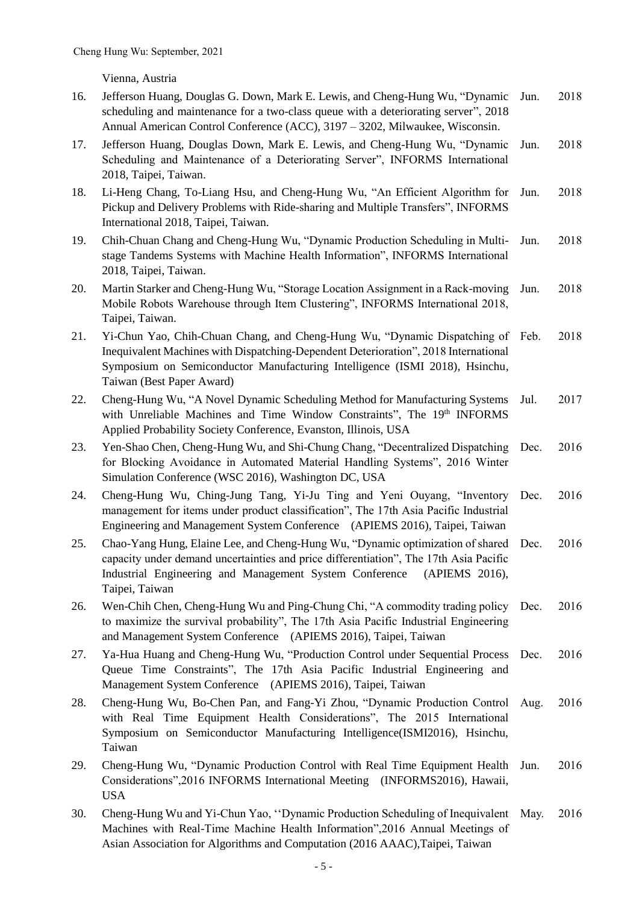Vienna, Austria

16. Jefferson Huang, Douglas G. Down, Mark E. Lewis, and Cheng-Hung Wu, "Dynamic scheduling and maintenance for a two-class queue with a deteriorating server", 2018 Annual American Control Conference (ACC), 3197 – 3202, Milwaukee, Wisconsin. Jun. 2018

17. Jefferson Huang, Douglas Down, Mark E. Lewis, and Cheng-Hung Wu, "Dynamic Scheduling and Maintenance of a Deteriorating Server", INFORMS International 2018, Taipei, Taiwan. Jun. 2018

18. Li-Heng Chang, To-Liang Hsu, and Cheng-Hung Wu, "An Efficient Algorithm for Pickup and Delivery Problems with Ride-sharing and Multiple Transfers", INFORMS International 2018, Taipei, Taiwan. Jun. 2018

19. Chih-Chuan Chang and Cheng-Hung Wu, "Dynamic Production Scheduling in Multi-stage Tandems Systems with Machine Health Information", INFORMS International 2018, Taipei, Taiwan. Jun. 2018

20. Martin Starker and Cheng-Hung Wu, "Storage Location Assignment in a Rack-moving Mobile Robots Warehouse through Item Clustering", INFORMS International 2018, Taipei, Taiwan. Jun. 2018

21. Yi-Chun Yao, Chih-Chuan Chang, and Cheng-Hung Wu, "Dynamic Dispatching of Inequivalent Machines with Dispatching-Dependent Deterioration", 2018 International Symposium on Semiconductor Manufacturing Intelligence (ISMI 2018), Hsinchu, Taiwan (Best Paper Award) Feb. 2018

22. Cheng-Hung Wu, "A Novel Dynamic Scheduling Method for Manufacturing Systems with Unreliable Machines and Time Window Constraints", The 19th INFORMS Applied Probability Society Conference, Evanston, Illinois, USA Jul. 2017

23. Yen-Shao Chen, Cheng-Hung Wu, and Shi-Chung Chang, "Decentralized Dispatching for Blocking Avoidance in Automated Material Handling Systems", 2016 Winter Simulation Conference (WSC 2016), Washington DC, USA Dec. 2016

24. Cheng-Hung Wu, Ching-Jung Tang, Yi-Ju Ting and Yeni Ouyang, "Inventory management for items under product classification", The 17th Asia Pacific Industrial Engineering and Management System Conference (APIEMS 2016), Taipei, Taiwan Dec. 2016

25. Chao-Yang Hung, Elaine Lee, and Cheng-Hung Wu, "Dynamic optimization of shared capacity under demand uncertainties and price differentiation", The 17th Asia Pacific Industrial Engineering and Management System Conference (APIEMS 2016), Taipei, Taiwan Dec. 2016

26. Wen-Chih Chen, Cheng-Hung Wu and Ping-Chung Chi, "A commodity trading policy to maximize the survival probability", The 17th Asia Pacific Industrial Engineering and Management System Conference (APIEMS 2016), Taipei, Taiwan Dec. 2016

27. Ya-Hua Huang and Cheng-Hung Wu, "Production Control under Sequential Process Queue Time Constraints", The 17th Asia Pacific Industrial Engineering and Management System Conference (APIEMS 2016), Taipei, Taiwan Dec. 2016

28. Cheng-Hung Wu, Bo-Chen Pan, and Fang-Yi Zhou, "Dynamic Production Control with Real Time Equipment Health Considerations", The 2015 International Symposium on Semiconductor Manufacturing Intelligence(ISMI2016), Hsinchu, Taiwan Aug. 2016

29. Cheng-Hung Wu, "Dynamic Production Control with Real Time Equipment Health Considerations",2016 INFORMS International Meeting (INFORMS2016), Hawaii, USA Jun. 2016

30. Cheng-Hung Wu and Yi-Chun Yao, ''Dynamic Production Scheduling of Inequivalent Machines with Real-Time Machine Health Information",2016 Annual Meetings of Asian Association for Algorithms and Computation (2016 AAAC),Taipei, Taiwan May. 2016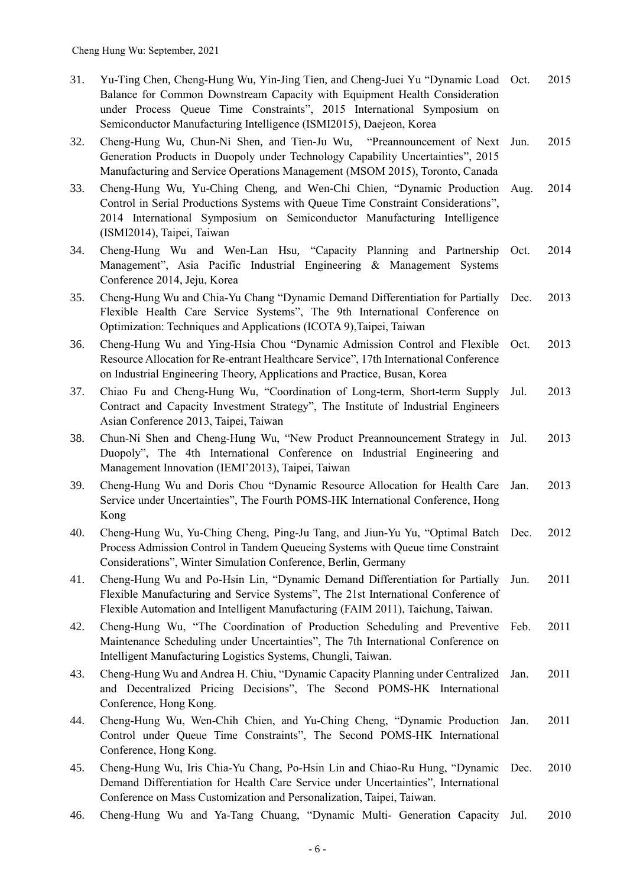31. Yu-Ting Chen, Cheng-Hung Wu, Yin-Jing Tien, and Cheng-Juei Yu "Dynamic Load Balance for Common Downstream Capacity with Equipment Health Consideration under Process Queue Time Constraints", 2015 International Symposium on Semiconductor Manufacturing Intelligence (ISMI2015), Daejeon, Korea — Oct. 2015
32. Cheng-Hung Wu, Chun-Ni Shen, and Tien-Ju Wu, "Preannouncement of Next Generation Products in Duopoly under Technology Capability Uncertainties", 2015 Manufacturing and Service Operations Management (MSOM 2015), Toronto, Canada — Jun. 2015
33. Cheng-Hung Wu, Yu-Ching Cheng, and Wen-Chi Chien, "Dynamic Production Control in Serial Productions Systems with Queue Time Constraint Considerations", 2014 International Symposium on Semiconductor Manufacturing Intelligence (ISMI2014), Taipei, Taiwan — Aug. 2014
34. Cheng-Hung Wu and Wen-Lan Hsu, "Capacity Planning and Partnership Management", Asia Pacific Industrial Engineering & Management Systems Conference 2014, Jeju, Korea — Oct. 2014
35. Cheng-Hung Wu and Chia-Yu Chang "Dynamic Demand Differentiation for Partially Flexible Health Care Service Systems", The 9th International Conference on Optimization: Techniques and Applications (ICOTA 9),Taipei, Taiwan — Dec. 2013
36. Cheng-Hung Wu and Ying-Hsia Chou "Dynamic Admission Control and Flexible Resource Allocation for Re-entrant Healthcare Service", 17th International Conference on Industrial Engineering Theory, Applications and Practice, Busan, Korea — Oct. 2013
37. Chiao Fu and Cheng-Hung Wu, "Coordination of Long-term, Short-term Supply Contract and Capacity Investment Strategy", The Institute of Industrial Engineers Asian Conference 2013, Taipei, Taiwan — Jul. 2013
38. Chun-Ni Shen and Cheng-Hung Wu, "New Product Preannouncement Strategy in Duopoly", The 4th International Conference on Industrial Engineering and Management Innovation (IEMI'2013), Taipei, Taiwan — Jul. 2013
39. Cheng-Hung Wu and Doris Chou "Dynamic Resource Allocation for Health Care Service under Uncertainties", The Fourth POMS-HK International Conference, Hong Kong — Jan. 2013
40. Cheng-Hung Wu, Yu-Ching Cheng, Ping-Ju Tang, and Jiun-Yu Yu, "Optimal Batch Process Admission Control in Tandem Queueing Systems with Queue time Constraint Considerations", Winter Simulation Conference, Berlin, Germany — Dec. 2012
41. Cheng-Hung Wu and Po-Hsin Lin, "Dynamic Demand Differentiation for Partially Flexible Manufacturing and Service Systems", The 21st International Conference of Flexible Automation and Intelligent Manufacturing (FAIM 2011), Taichung, Taiwan. — Jun. 2011
42. Cheng-Hung Wu, "The Coordination of Production Scheduling and Preventive Maintenance Scheduling under Uncertainties", The 7th International Conference on Intelligent Manufacturing Logistics Systems, Chungli, Taiwan. — Feb. 2011
43. Cheng-Hung Wu and Andrea H. Chiu, "Dynamic Capacity Planning under Centralized and Decentralized Pricing Decisions", The Second POMS-HK International Conference, Hong Kong. — Jan. 2011
44. Cheng-Hung Wu, Wen-Chih Chien, and Yu-Ching Cheng, "Dynamic Production Control under Queue Time Constraints", The Second POMS-HK International Conference, Hong Kong. — Jan. 2011
45. Cheng-Hung Wu, Iris Chia-Yu Chang, Po-Hsin Lin and Chiao-Ru Hung, "Dynamic Demand Differentiation for Health Care Service under Uncertainties", International Conference on Mass Customization and Personalization, Taipei, Taiwan. — Dec. 2010
46. Cheng-Hung Wu and Ya-Tang Chuang, "Dynamic Multi- Generation Capacity — Jul. 2010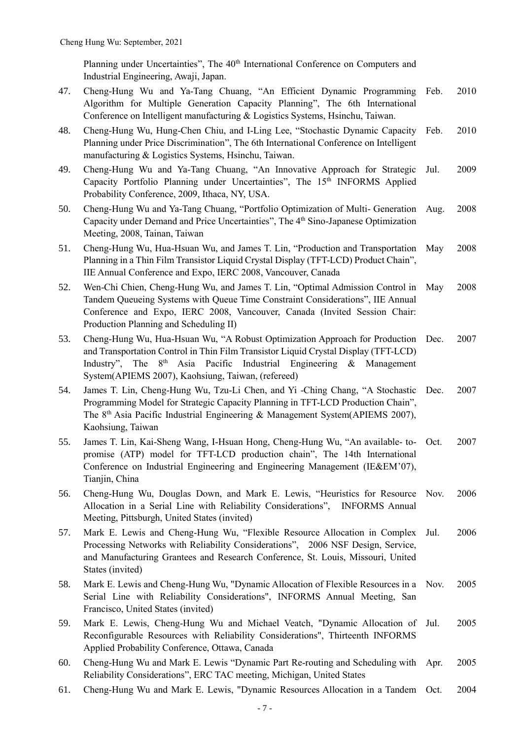Planning under Uncertainties", The 40th International Conference on Computers and Industrial Engineering, Awaji, Japan.

47. Cheng-Hung Wu and Ya-Tang Chuang, "An Efficient Dynamic Programming Algorithm for Multiple Generation Capacity Planning", The 6th International Conference on Intelligent manufacturing & Logistics Systems, Hsinchu, Taiwan. Feb. 2010
48. Cheng-Hung Wu, Hung-Chen Chiu, and I-Ling Lee, "Stochastic Dynamic Capacity Planning under Price Discrimination", The 6th International Conference on Intelligent manufacturing & Logistics Systems, Hsinchu, Taiwan. Feb. 2010
49. Cheng-Hung Wu and Ya-Tang Chuang, "An Innovative Approach for Strategic Capacity Portfolio Planning under Uncertainties", The 15th INFORMS Applied Probability Conference, 2009, Ithaca, NY, USA. Jul. 2009
50. Cheng-Hung Wu and Ya-Tang Chuang, "Portfolio Optimization of Multi- Generation Capacity under Demand and Price Uncertainties", The 4th Sino-Japanese Optimization Meeting, 2008, Tainan, Taiwan Aug. 2008
51. Cheng-Hung Wu, Hua-Hsuan Wu, and James T. Lin, "Production and Transportation Planning in a Thin Film Transistor Liquid Crystal Display (TFT-LCD) Product Chain", IIE Annual Conference and Expo, IERC 2008, Vancouver, Canada May 2008
52. Wen-Chi Chien, Cheng-Hung Wu, and James T. Lin, "Optimal Admission Control in Tandem Queueing Systems with Queue Time Constraint Considerations", IIE Annual Conference and Expo, IERC 2008, Vancouver, Canada (Invited Session Chair: Production Planning and Scheduling II) May 2008
53. Cheng-Hung Wu, Hua-Hsuan Wu, "A Robust Optimization Approach for Production and Transportation Control in Thin Film Transistor Liquid Crystal Display (TFT-LCD) Industry", The 8th Asia Pacific Industrial Engineering & Management System(APIEMS 2007), Kaohsiung, Taiwan, (refereed) Dec. 2007
54. James T. Lin, Cheng-Hung Wu, Tzu-Li Chen, and Yi -Ching Chang, "A Stochastic Programming Model for Strategic Capacity Planning in TFT-LCD Production Chain", The 8th Asia Pacific Industrial Engineering & Management System(APIEMS 2007), Kaohsiung, Taiwan Dec. 2007
55. James T. Lin, Kai-Sheng Wang, I-Hsuan Hong, Cheng-Hung Wu, "An available- to-promise (ATP) model for TFT-LCD production chain", The 14th International Conference on Industrial Engineering and Engineering Management (IE&EM'07), Tianjin, China Oct. 2007
56. Cheng-Hung Wu, Douglas Down, and Mark E. Lewis, "Heuristics for Resource Allocation in a Serial Line with Reliability Considerations", INFORMS Annual Meeting, Pittsburgh, United States (invited) Nov. 2006
57. Mark E. Lewis and Cheng-Hung Wu, "Flexible Resource Allocation in Complex Processing Networks with Reliability Considerations", 2006 NSF Design, Service, and Manufacturing Grantees and Research Conference, St. Louis, Missouri, United States (invited) Jul. 2006
58. Mark E. Lewis and Cheng-Hung Wu, "Dynamic Allocation of Flexible Resources in a Serial Line with Reliability Considerations", INFORMS Annual Meeting, San Francisco, United States (invited) Nov. 2005
59. Mark E. Lewis, Cheng-Hung Wu and Michael Veatch, "Dynamic Allocation of Reconfigurable Resources with Reliability Considerations", Thirteenth INFORMS Applied Probability Conference, Ottawa, Canada Jul. 2005
60. Cheng-Hung Wu and Mark E. Lewis "Dynamic Part Re-routing and Scheduling with Reliability Considerations", ERC TAC meeting, Michigan, United States Apr. 2005
61. Cheng-Hung Wu and Mark E. Lewis, "Dynamic Resources Allocation in a Tandem Oct. 2004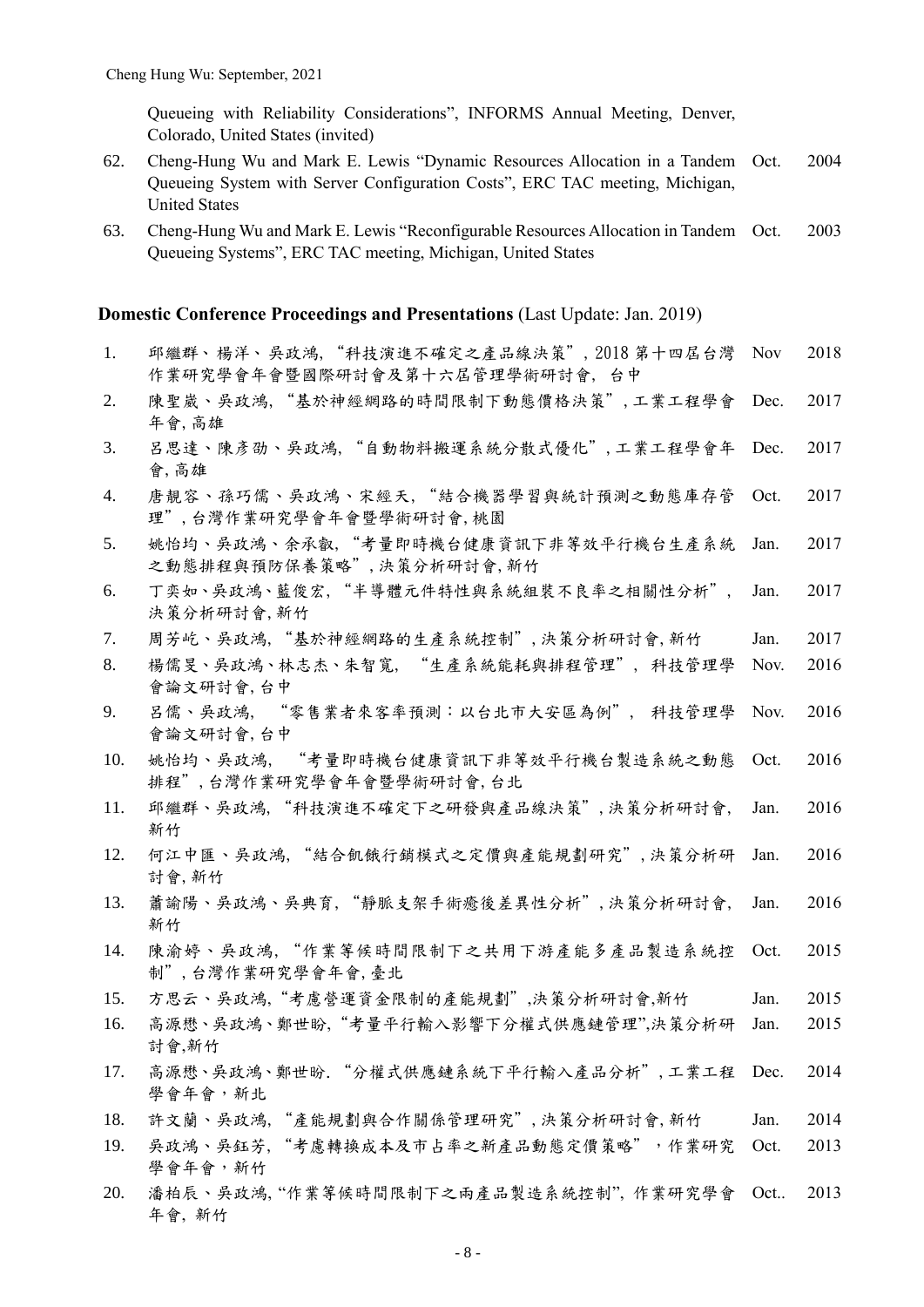Queueing with Reliability Considerations", INFORMS Annual Meeting, Denver, Colorado, United States (invited)

62. Cheng-Hung Wu and Mark E. Lewis "Dynamic Resources Allocation in a Tandem Queueing System with Server Configuration Costs", ERC TAC meeting, Michigan, United States — Oct. 2004
63. Cheng-Hung Wu and Mark E. Lewis "Reconfigurable Resources Allocation in Tandem Queueing Systems", ERC TAC meeting, Michigan, United States — Oct. 2003

## Domestic Conference Proceedings and Presentations (Last Update: Jan. 2019)

1. 邱繼群、楊洋、吳政鴻, "科技演進不確定之產品線決策", 2018 第十四屆台灣作業研究學會年會暨國際研討會及第十六屆管理學術研討會, 台中 — Nov 2018
2. 陳聖崴、吳政鴻, "基於神經網路的時間限制下動態價格決策", 工業工程學會年會, 高雄 — Dec. 2017
3. 呂思達、陳彥劭、吳政鴻, "自動物料搬運系統分散式優化", 工業工程學會年會, 高雄 — Dec. 2017
4. 唐靚容、孫巧儒、吳政鴻、宋經天, "結合機器學習與統計預測之動態庫存管理", 台灣作業研究學會年會暨學術研討會, 桃園 — Oct. 2017
5. 姚怡均、吳政鴻、余承叡, "考量即時機台健康資訊下非等效平行機台生產系統之動態排程與預防保養策略", 決策分析研討會, 新竹 — Jan. 2017
6. 丁奕如、吳政鴻、藍俊宏, "半導體元件特性與系統組裝不良率之相關性分析", 決策分析研討會, 新竹 — Jan. 2017
7. 周芳屹、吳政鴻, "基於神經網路的生產系統控制", 決策分析研討會, 新竹 — Jan. 2017
8. 楊儒旻、吳政鴻、林志杰、朱智寬, "生產系統能耗與排程管理", 科技管理學會論文研討會, 台中 — Nov. 2016
9. 呂儒、吳政鴻, "零售業者來客率預測：以台北市大安區為例", 科技管理學會論文研討會, 台中 — Nov. 2016
10. 姚怡均、吳政鴻, "考量即時機台健康資訊下非等效平行機台製造系統之動態排程", 台灣作業研究學會年會暨學術研討會, 台北 — Oct. 2016
11. 邱繼群、吳政鴻, "科技演進不確定下之研發與產品線決策", 決策分析研討會, 新竹 — Jan. 2016
12. 何江中匯、吳政鴻, "結合飢餓行銷模式之定價與產能規劃研究", 決策分析研討會, 新竹 — Jan. 2016
13. 蕭諭陽、吳政鴻、吳典育, "靜脈支架手術癒後差異性分析", 決策分析研討會, 新竹 — Jan. 2016
14. 陳渝婷、吳政鴻, "作業等候時間限制下之共用下游產能多產品製造系統控制", 台灣作業研究學會年會, 臺北 — Oct. 2015
15. 方思云、吳政鴻, "考慮營運資金限制的產能規劃",決策分析研討會,新竹 — Jan. 2015
16. 高源懋、吳政鴻、鄭世盼, "考量平行輸入影響下分權式供應鏈管理",決策分析研討會,新竹 — Jan. 2015
17. 高源懋、吳政鴻、鄭世盼. "分權式供應鏈系統下平行輸入產品分析", 工業工程學會年會，新北 — Dec. 2014
18. 許文蘭、吳政鴻, "產能規劃與合作關係管理研究", 決策分析研討會, 新竹 — Jan. 2014
19. 吳政鴻、吳鈺芳, "考慮轉換成本及市占率之新產品動態定價策略"，作業研究學會年會，新竹 — Oct. 2013
20. 潘柏辰、吳政鴻, "作業等候時間限制下之兩產品製造系統控制", 作業研究學會年會, 新竹 — Oct.. 2013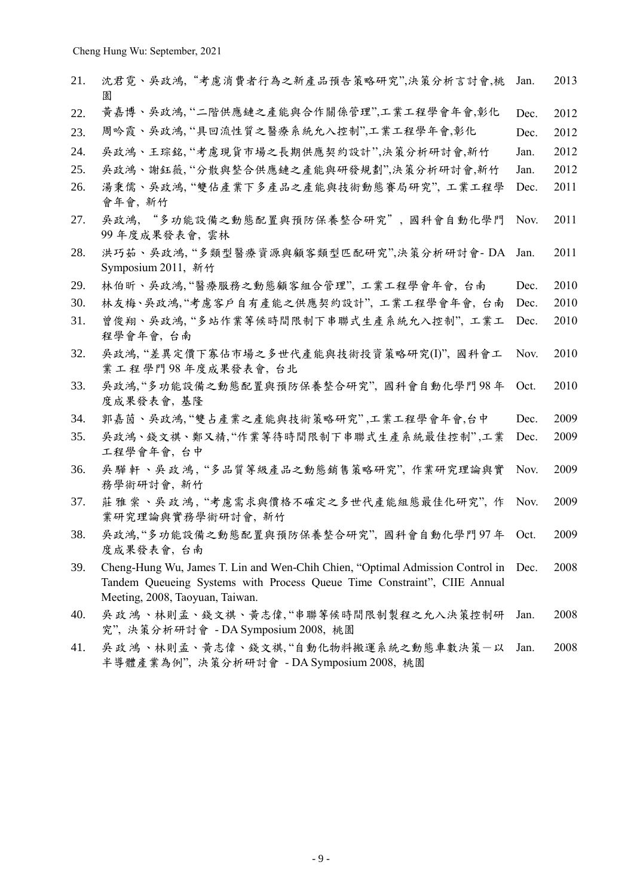| | | | |
|---|---|---|---|
| 21. | 沈君霓、吳政鴻, "考慮消費者行為之新產品預告策略研究",決策分析言討會,桃園 | Jan. | 2013 |
| 22. | 黃嘉博、吳政鴻, "二階供應鏈之產能與合作關係管理",工業工程學會年會,彰化 | Dec. | 2012 |
| 23. | 周吟霞、吳政鴻, "具回流性質之醫療系統允入控制",工業工程學年會,彰化 | Dec. | 2012 |
| 24. | 吳政鴻、王琮銘, "考慮現貨市場之長期供應契約設計",決策分析研討會,新竹 | Jan. | 2012 |
| 25. | 吳政鴻、謝鈺薇, "分散與整合供應鏈之產能與研發規劃",決策分析研討會,新竹 | Jan. | 2012 |
| 26. | 湯秉儒、吳政鴻, "雙佔產業下多產品之產能與技術動態賽局研究", 工業工程學會年會, 新竹 | Dec. | 2011 |
| 27. | 吳政鴻, "多功能設備之動態配置與預防保養整合研究", 國科會自動化學門 99 年度成果發表會, 雲林 | Nov. | 2011 |
| 28. | 洪巧茹、吳政鴻, "多類型醫療資源與顧客類型匹配研究",決策分析研討會- DA Symposium 2011, 新竹 | Jan. | 2011 |
| 29. | 林伯昕、吳政鴻, "醫療服務之動態顧客組合管理", 工業工程學會年會, 台南 | Dec. | 2010 |
| 30. | 林友梅、吳政鴻, "考慮客戶自有產能之供應契約設計", 工業工程學會年會, 台南 | Dec. | 2010 |
| 31. | 曾俊翔、吳政鴻, "多站作業等候時間限制下串聯式生產系統允入控制", 工業工程學會年會, 台南 | Dec. | 2010 |
| 32. | 吳政鴻, "差異定價下寡佔市場之多世代產能與技術投資策略研究(I)", 國科會工業工程學門 98 年度成果發表會, 台北 | Nov. | 2010 |
| 33. | 吳政鴻, "多功能設備之動態配置與預防保養整合研究", 國科會自動化學門 98 年度成果發表會, 基隆 | Oct. | 2010 |
| 34. | 郭嘉茵、吳政鴻, "雙占產業之產能與技術策略研究",工業工程學會年會,台中 | Dec. | 2009 |
| 35. | 吳政鴻、錢文祺、鄭又精, "作業等待時間限制下串聯式生產系統最佳控制",工業工程學會年會, 台中 | Dec. | 2009 |
| 36. | 吳驊軒、吳政鴻, "多品質等級產品之動態銷售策略研究", 作業研究理論與實務學術研討會, 新竹 | Nov. | 2009 |
| 37. | 莊雅棠、吳政鴻, "考慮需求與價格不確定之多世代產能組態最佳化研究", 作業研究理論與實務學術研討會, 新竹 | Nov. | 2009 |
| 38. | 吳政鴻, "多功能設備之動態配置與預防保養整合研究", 國科會自動化學門 97 年度成果發表會, 台南 | Oct. | 2009 |
| 39. | Cheng-Hung Wu, James T. Lin and Wen-Chih Chien, "Optimal Admission Control in Tandem Queueing Systems with Process Queue Time Constraint", CIIE Annual Meeting, 2008, Taoyuan, Taiwan. | Dec. | 2008 |
| 40. | 吳政鴻、林則孟、錢文祺、黃志偉, "串聯等候時間限制製程之允入決策控制研究", 決策分析研討會 - DA Symposium 2008, 桃園 | Jan. | 2008 |
| 41. | 吳政鴻、林則孟、黃志偉、錢文祺, "自動化物料搬運系統之動態車數決策－以半導體產業為例", 決策分析研討會 - DA Symposium 2008, 桃園 | Jan. | 2008 |